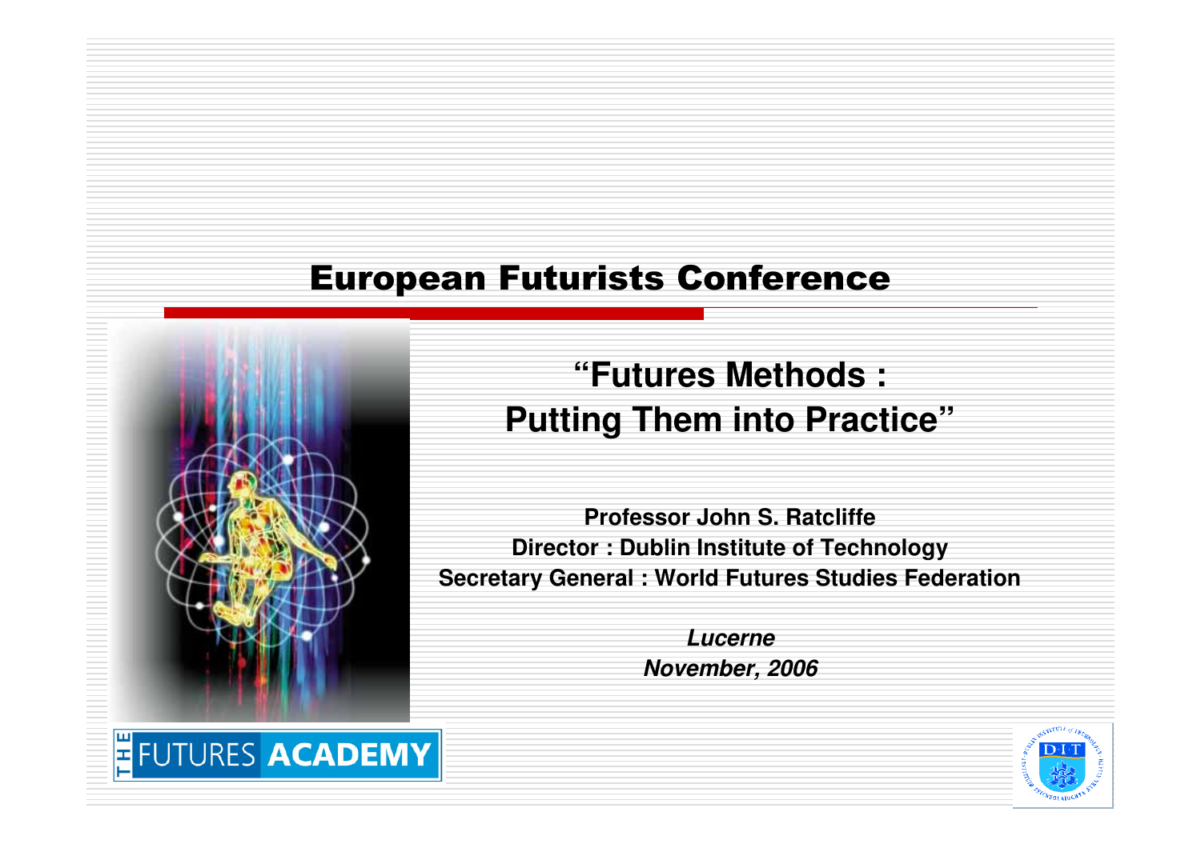# European Futurists Conference

## "Futures Methods : Putting Them into Practice"

**Professor John S. Ratcliffe**
**Director : Dublin Institute of Technology**
**Secretary General : World Futures Studies Federation**

***Lucerne***
***November, 2006***

THE FUTURES ACADEMY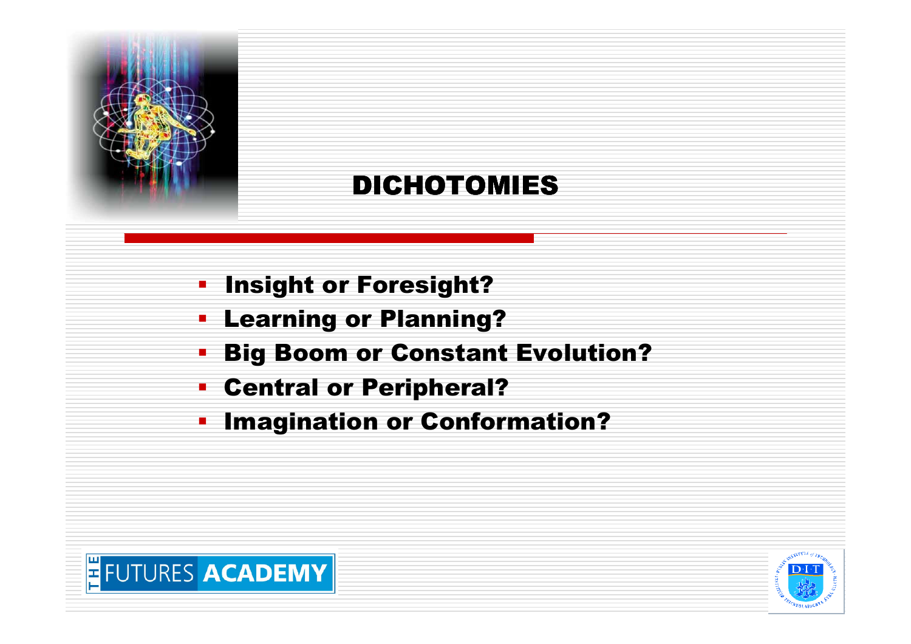# DICHOTOMIES

- Insight or Foresight?
- Learning or Planning?
- Big Boom or Constant Evolution?
- Central or Peripheral?
- Imagination or Conformation?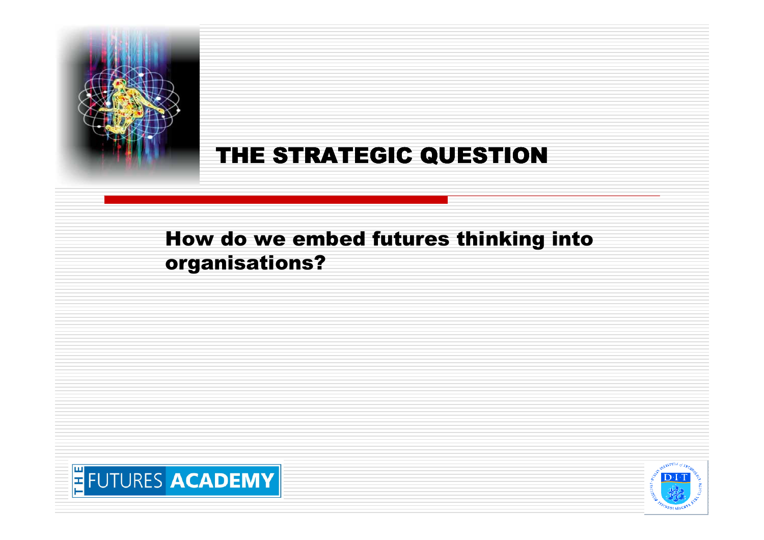# THE STRATEGIC QUESTION

**How do we embed futures thinking into organisations?**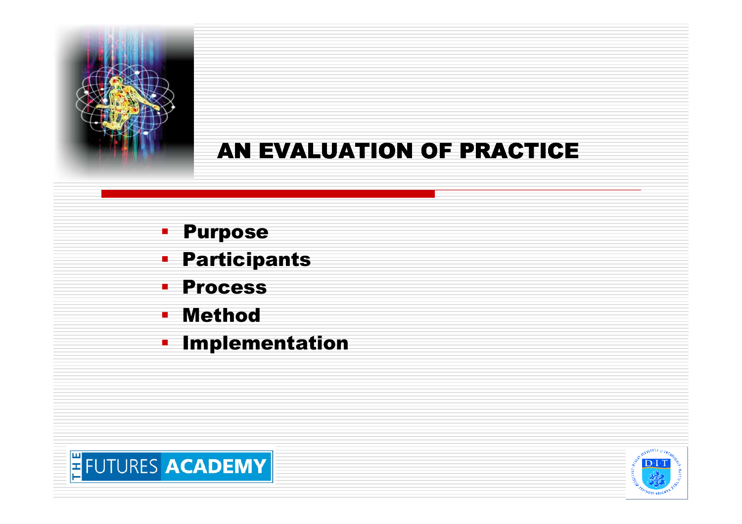# AN EVALUATION OF PRACTICE

- Purpose
- Participants
- Process
- Method
- Implementation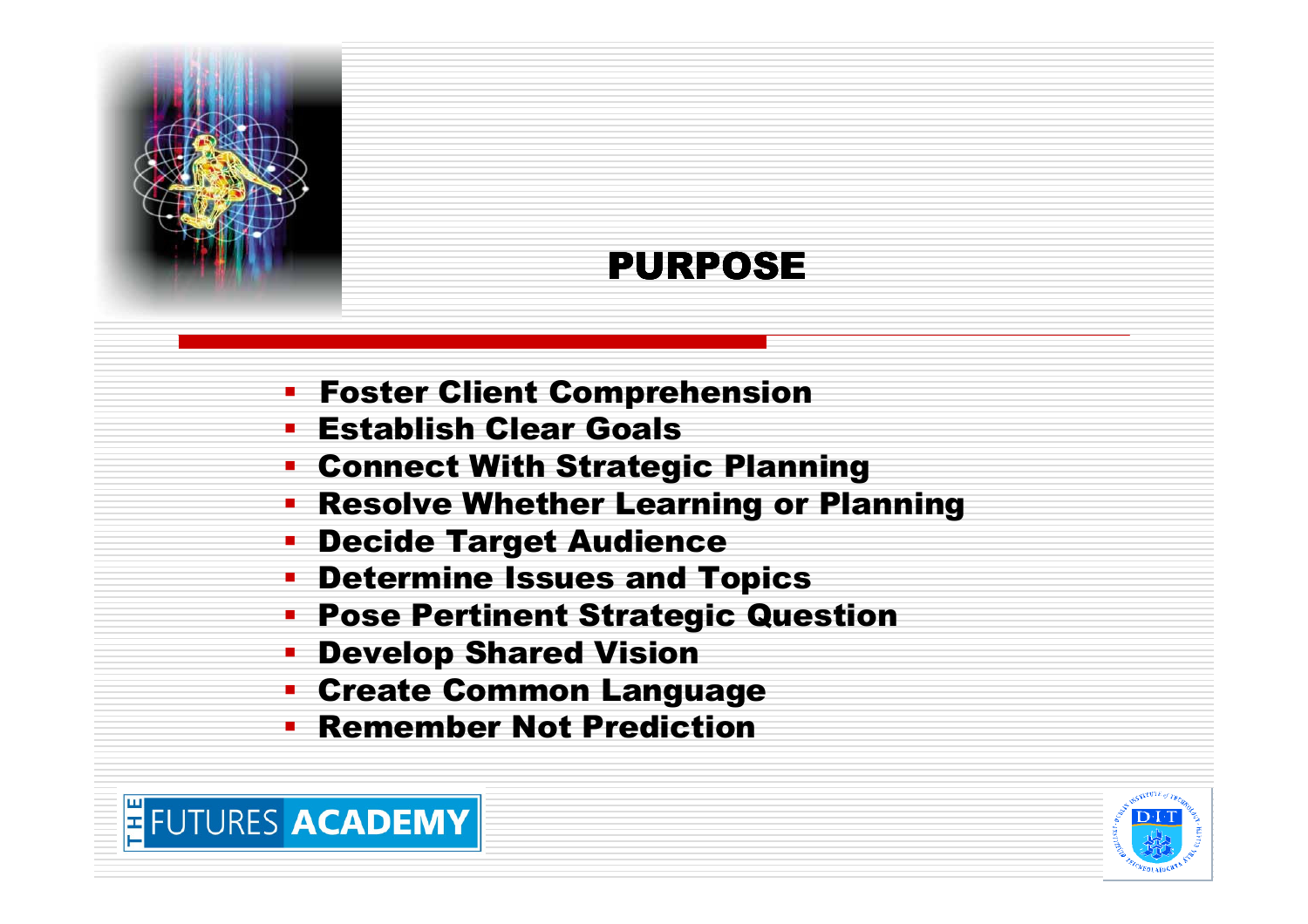# PURPOSE

- Foster Client Comprehension
- Establish Clear Goals
- Connect With Strategic Planning
- Resolve Whether Learning or Planning
- Decide Target Audience
- Determine Issues and Topics
- Pose Pertinent Strategic Question
- Develop Shared Vision
- Create Common Language
- Remember Not Prediction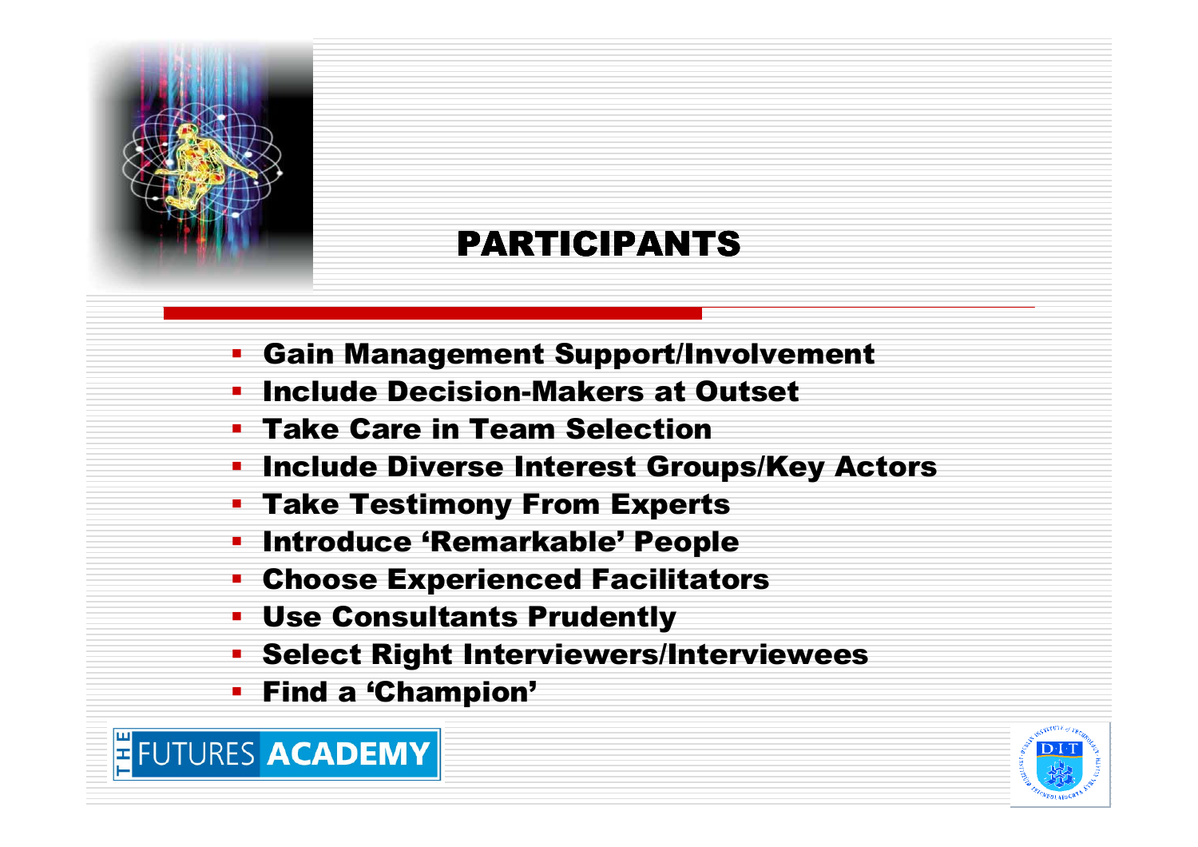# PARTICIPANTS

- Gain Management Support/Involvement
- Include Decision-Makers at Outset
- Take Care in Team Selection
- Include Diverse Interest Groups/Key Actors
- Take Testimony From Experts
- Introduce 'Remarkable' People
- Choose Experienced Facilitators
- Use Consultants Prudently
- Select Right Interviewers/Interviewees
- Find a 'Champion'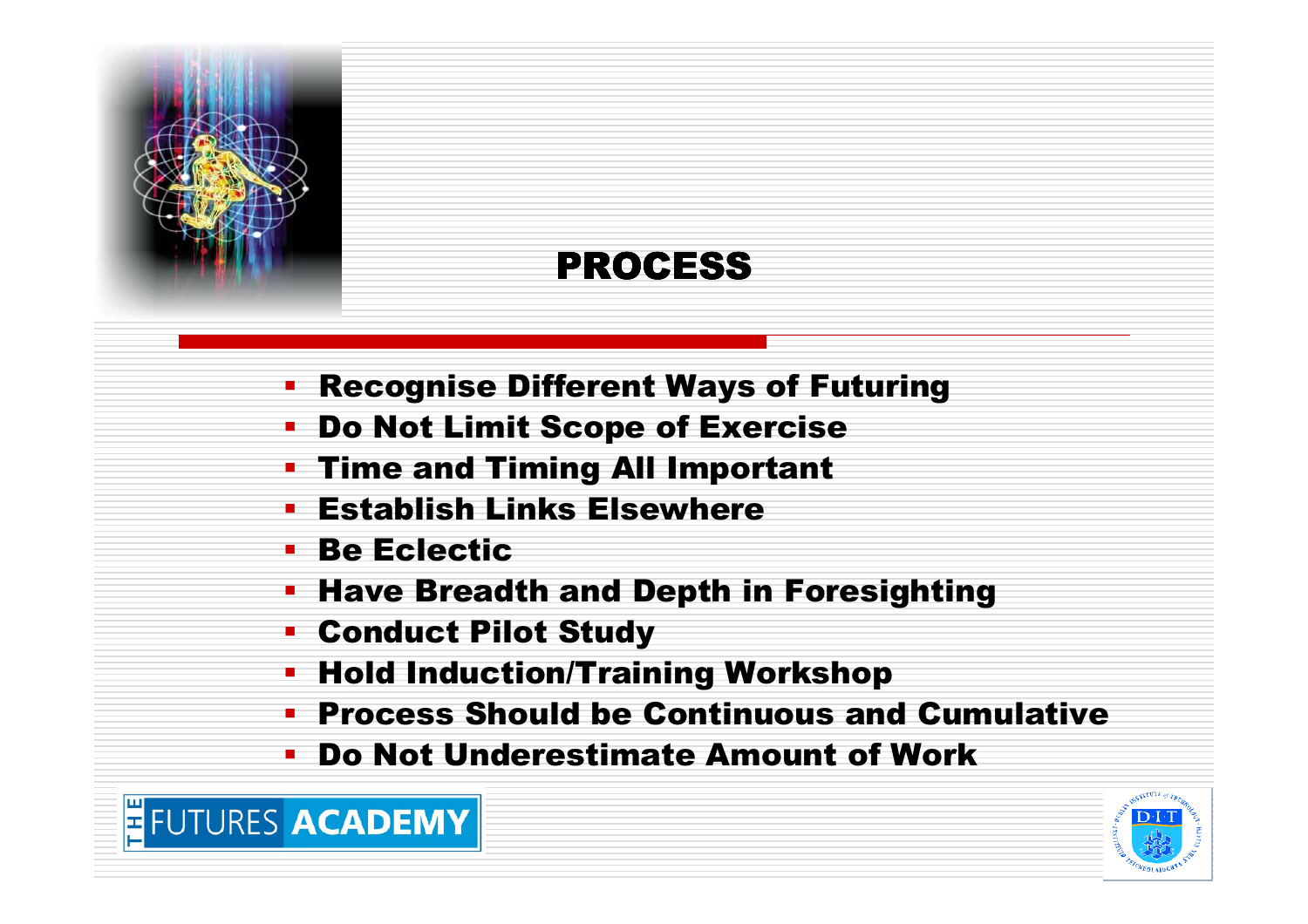# PROCESS

- Recognise Different Ways of Futuring
- Do Not Limit Scope of Exercise
- Time and Timing All Important
- Establish Links Elsewhere
- Be Eclectic
- Have Breadth and Depth in Foresighting
- Conduct Pilot Study
- Hold Induction/Training Workshop
- Process Should be Continuous and Cumulative
- Do Not Underestimate Amount of Work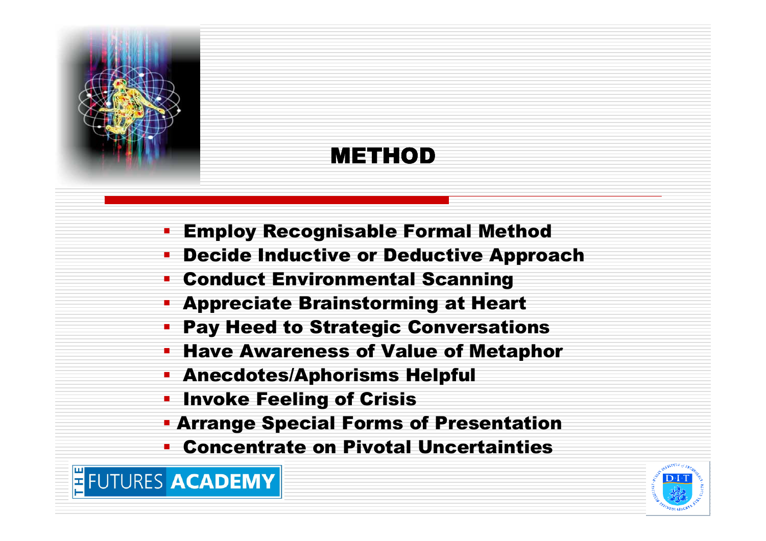# METHOD

- Employ Recognisable Formal Method
- Decide Inductive or Deductive Approach
- Conduct Environmental Scanning
- Appreciate Brainstorming at Heart
- Pay Heed to Strategic Conversations
- Have Awareness of Value of Metaphor
- Anecdotes/Aphorisms Helpful
- Invoke Feeling of Crisis
- Arrange Special Forms of Presentation
- Concentrate on Pivotal Uncertainties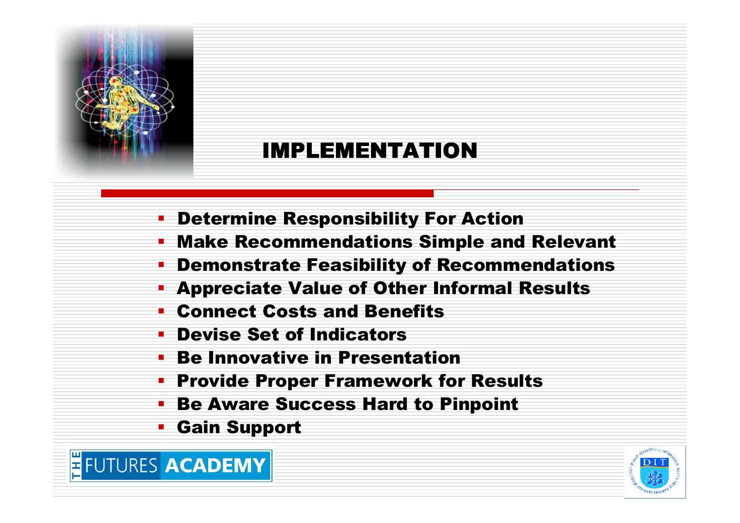# IMPLEMENTATION

- Determine Responsibility For Action
- Make Recommendations Simple and Relevant
- Demonstrate Feasibility of Recommendations
- Appreciate Value of Other Informal Results
- Connect Costs and Benefits
- Devise Set of Indicators
- Be Innovative in Presentation
- Provide Proper Framework for Results
- Be Aware Success Hard to Pinpoint
- Gain Support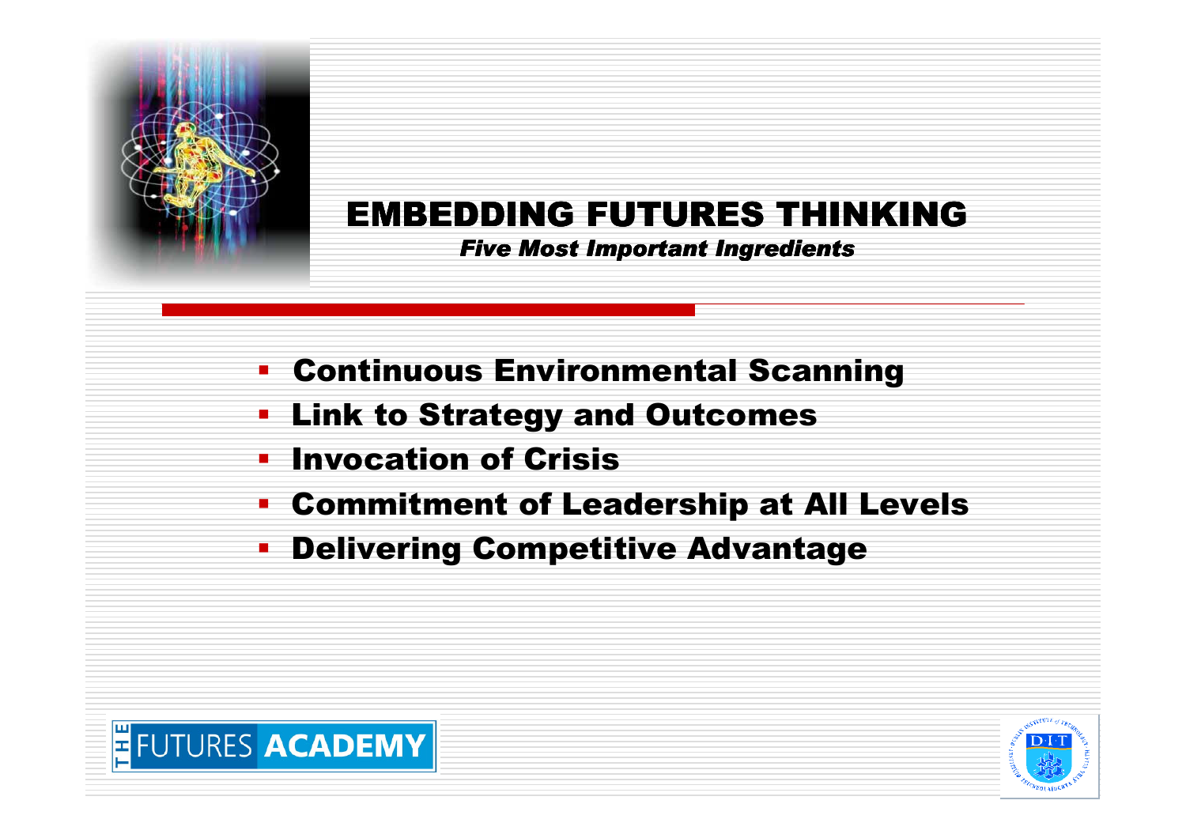# EMBEDDING FUTURES THINKING

***Five Most Important Ingredients***

- **Continuous Environmental Scanning**
- **Link to Strategy and Outcomes**
- **Invocation of Crisis**
- **Commitment of Leadership at All Levels**
- **Delivering Competitive Advantage**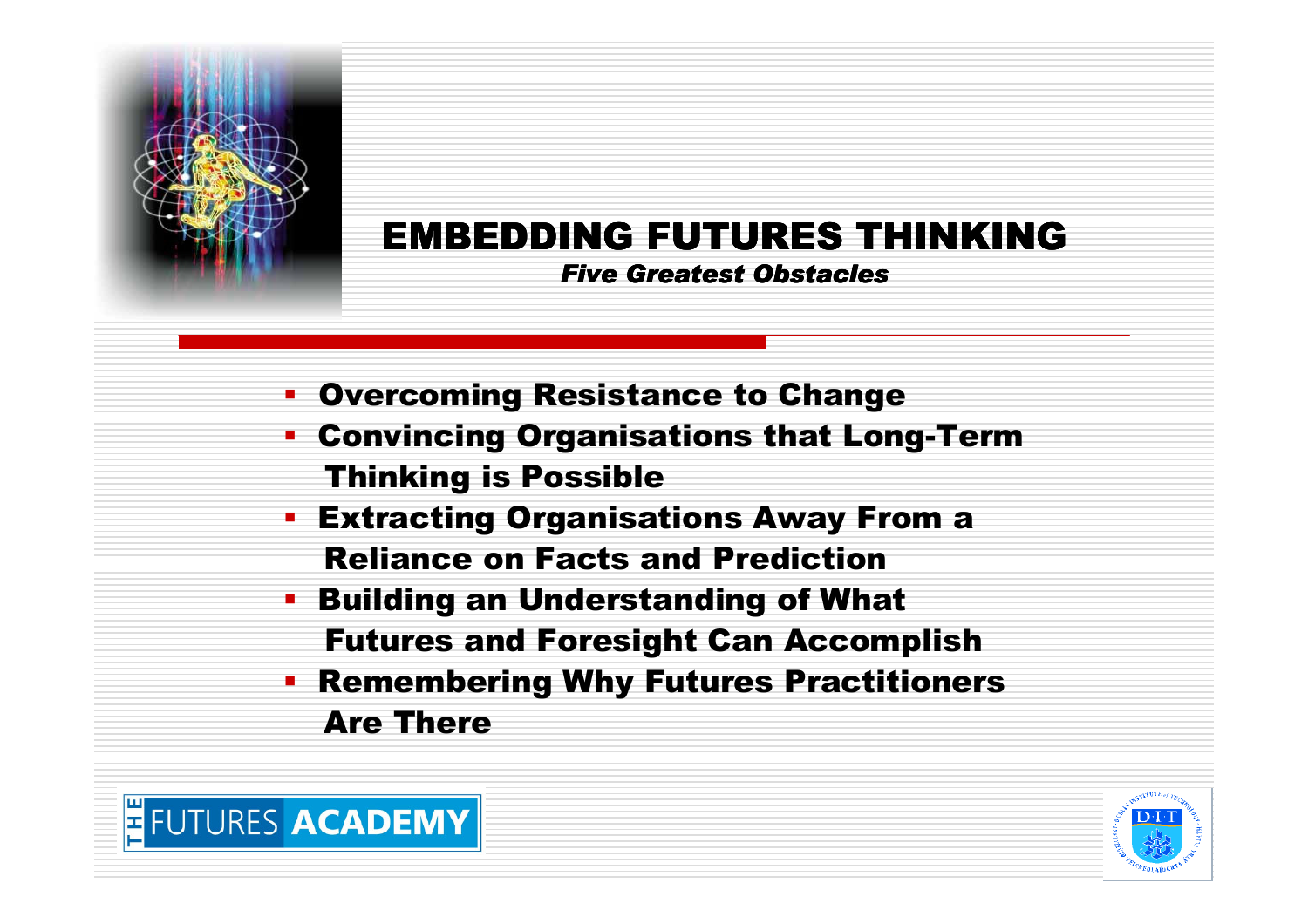# EMBEDDING FUTURES THINKING

***Five Greatest Obstacles***

- Overcoming Resistance to Change
- Convincing Organisations that Long-Term Thinking is Possible
- Extracting Organisations Away From a Reliance on Facts and Prediction
- Building an Understanding of What Futures and Foresight Can Accomplish
- Remembering Why Futures Practitioners Are There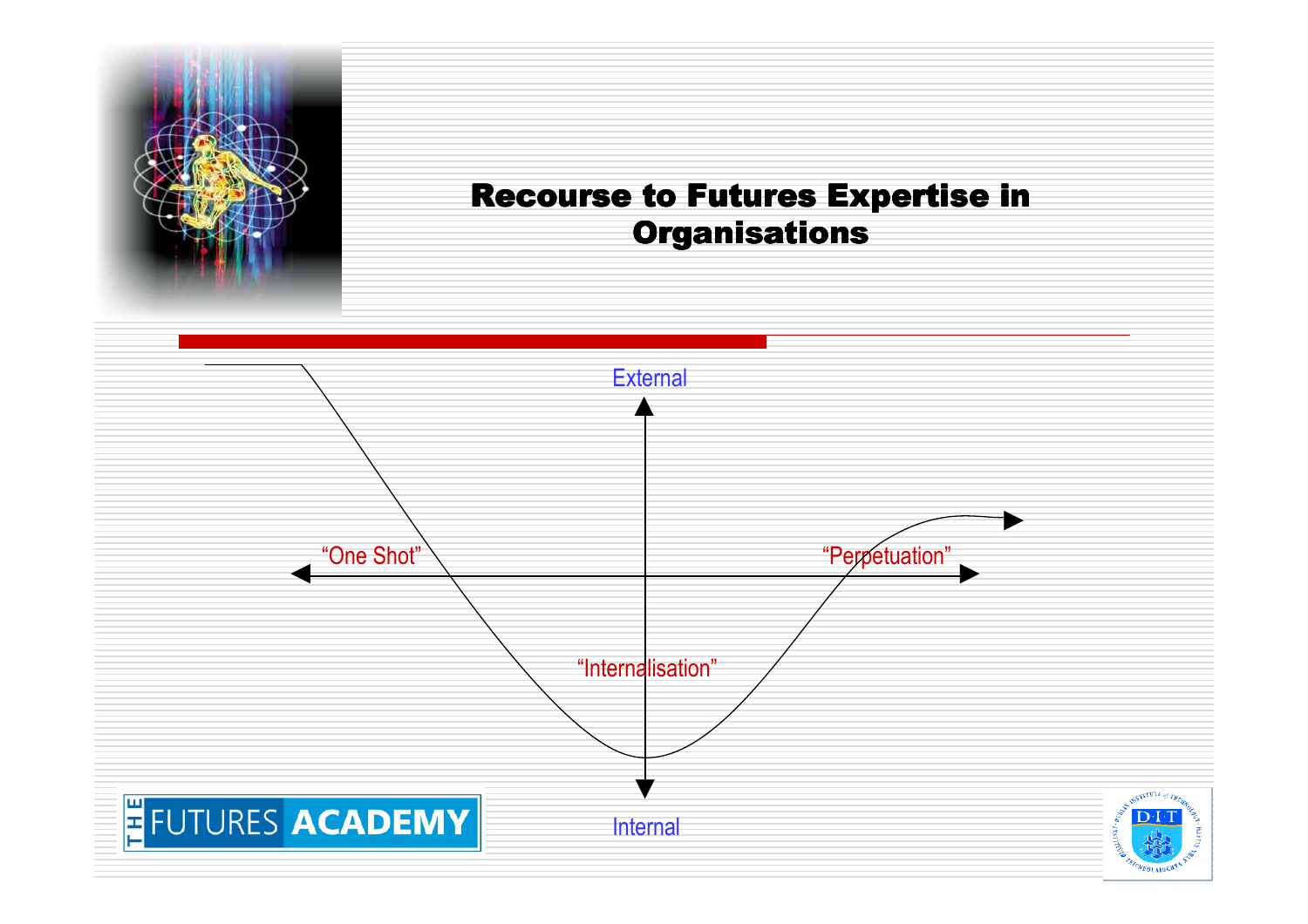# Recourse to Futures Expertise in Organisations

External

"One Shot"

"Perpetuation"

"Internalisation"

Internal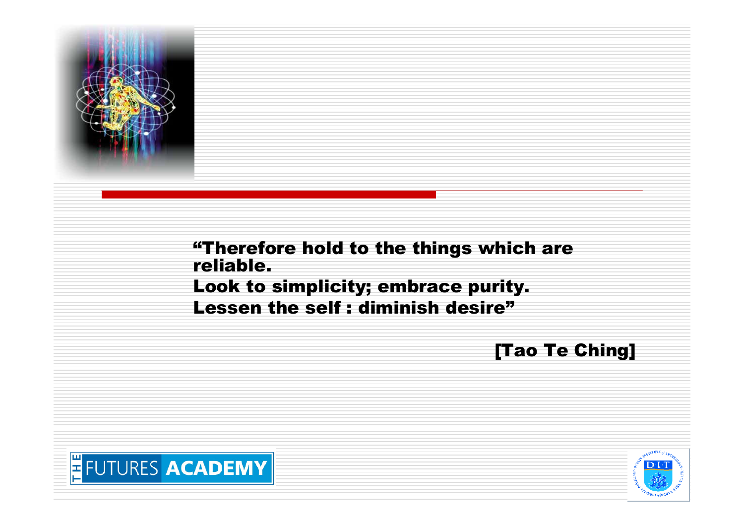**"Therefore hold to the things which are reliable.**
**Look to simplicity; embrace purity.**
**Lessen the self : diminish desire"**

**[Tao Te Ching]**